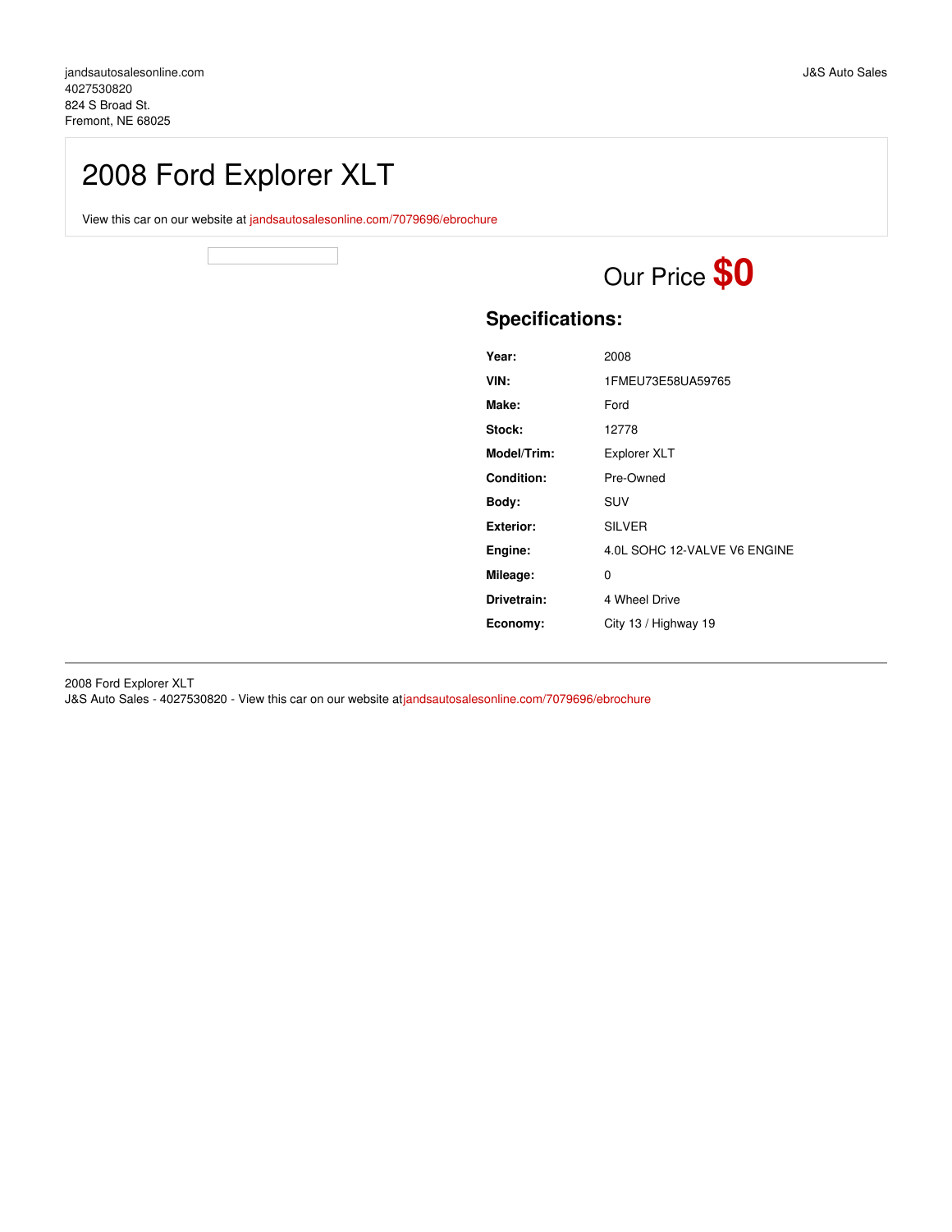jandsautosalesonline.com
4027530820
824 S Broad St.
Fremont, NE 68025

J&S Auto Sales

# 2008 Ford Explorer XLT

View this car on our website at jandsautosalesonline.com/7079696/ebrochure

## Our Price **$0**

### Specifications:

| | |
|---|---|
| **Year:** | 2008 |
| **VIN:** | 1FMEU73E58UA59765 |
| **Make:** | Ford |
| **Stock:** | 12778 |
| **Model/Trim:** | Explorer XLT |
| **Condition:** | Pre-Owned |
| **Body:** | SUV |
| **Exterior:** | SILVER |
| **Engine:** | 4.0L SOHC 12-VALVE V6 ENGINE |
| **Mileage:** | 0 |
| **Drivetrain:** | 4 Wheel Drive |
| **Economy:** | City 13 / Highway 19 |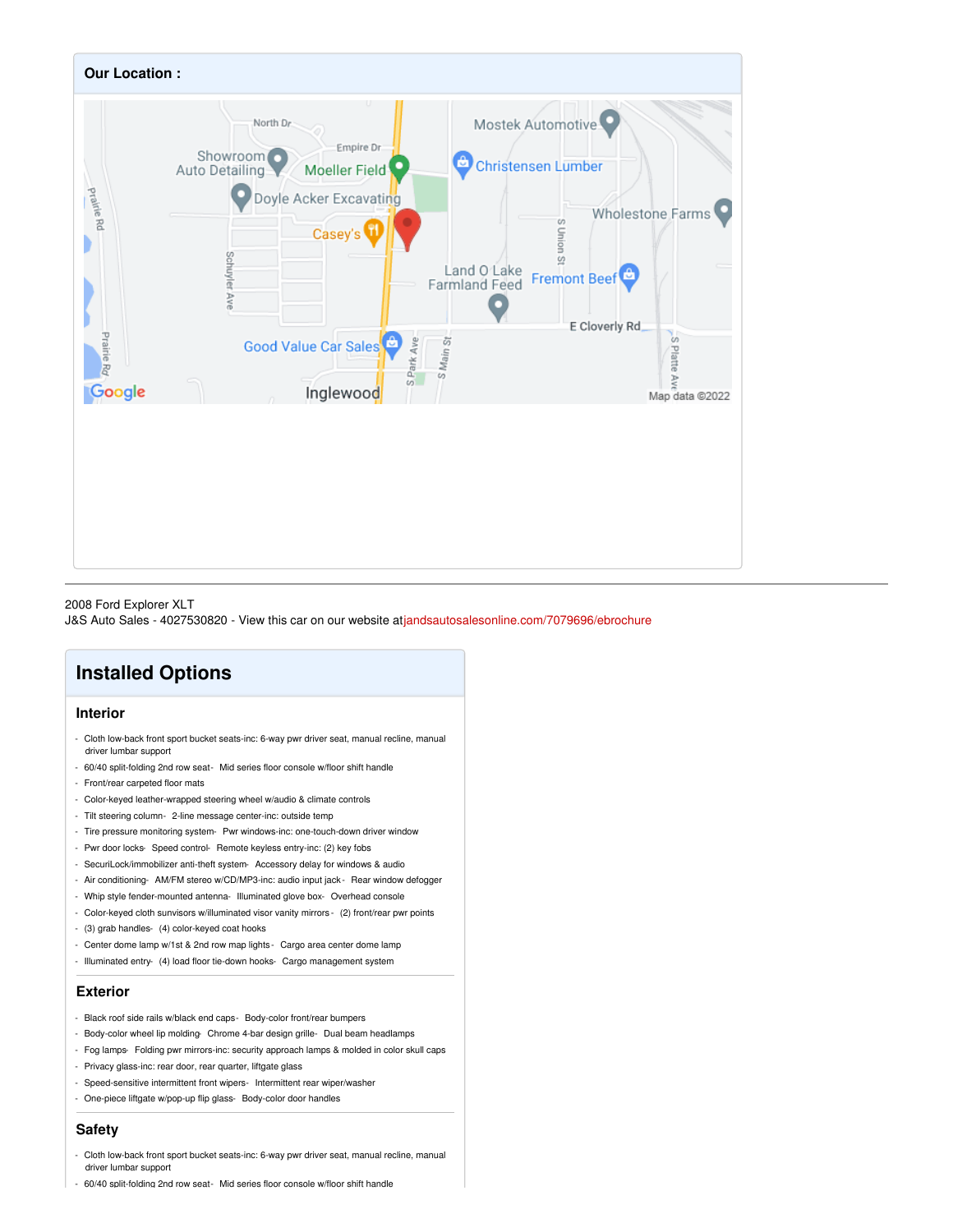## Our Location :

2008 Ford Explorer XLT
J&S Auto Sales - 4027530820 - View this car on our website at jandsautosalesonline.com/7079696/ebrochure

# Installed Options

### Interior

- Cloth low-back front sport bucket seats-inc: 6-way pwr driver seat, manual recline, manual driver lumbar support
- 60/40 split-folding 2nd row seat- Mid series floor console w/floor shift handle
- Front/rear carpeted floor mats
- Color-keyed leather-wrapped steering wheel w/audio & climate controls
- Tilt steering column- 2-line message center-inc: outside temp
- Tire pressure monitoring system- Pwr windows-inc: one-touch-down driver window
- Pwr door locks- Speed control- Remote keyless entry-inc: (2) key fobs
- SecuriLock/immobilizer anti-theft system- Accessory delay for windows & audio
- Air conditioning- AM/FM stereo w/CD/MP3-inc: audio input jack- Rear window defogger
- Whip style fender-mounted antenna- Illuminated glove box- Overhead console
- Color-keyed cloth sunvisors w/illuminated visor vanity mirrors- (2) front/rear pwr points
- (3) grab handles- (4) color-keyed coat hooks
- Center dome lamp w/1st & 2nd row map lights- Cargo area center dome lamp
- Illuminated entry- (4) load floor tie-down hooks- Cargo management system

### Exterior

- Black roof side rails w/black end caps- Body-color front/rear bumpers
- Body-color wheel lip molding- Chrome 4-bar design grille- Dual beam headlamps
- Fog lamps- Folding pwr mirrors-inc: security approach lamps & molded in color skull caps
- Privacy glass-inc: rear door, rear quarter, liftgate glass
- Speed-sensitive intermittent front wipers- Intermittent rear wiper/washer
- One-piece liftgate w/pop-up flip glass- Body-color door handles

### Safety

- Cloth low-back front sport bucket seats-inc: 6-way pwr driver seat, manual recline, manual driver lumbar support
- 60/40 split-folding 2nd row seat- Mid series floor console w/floor shift handle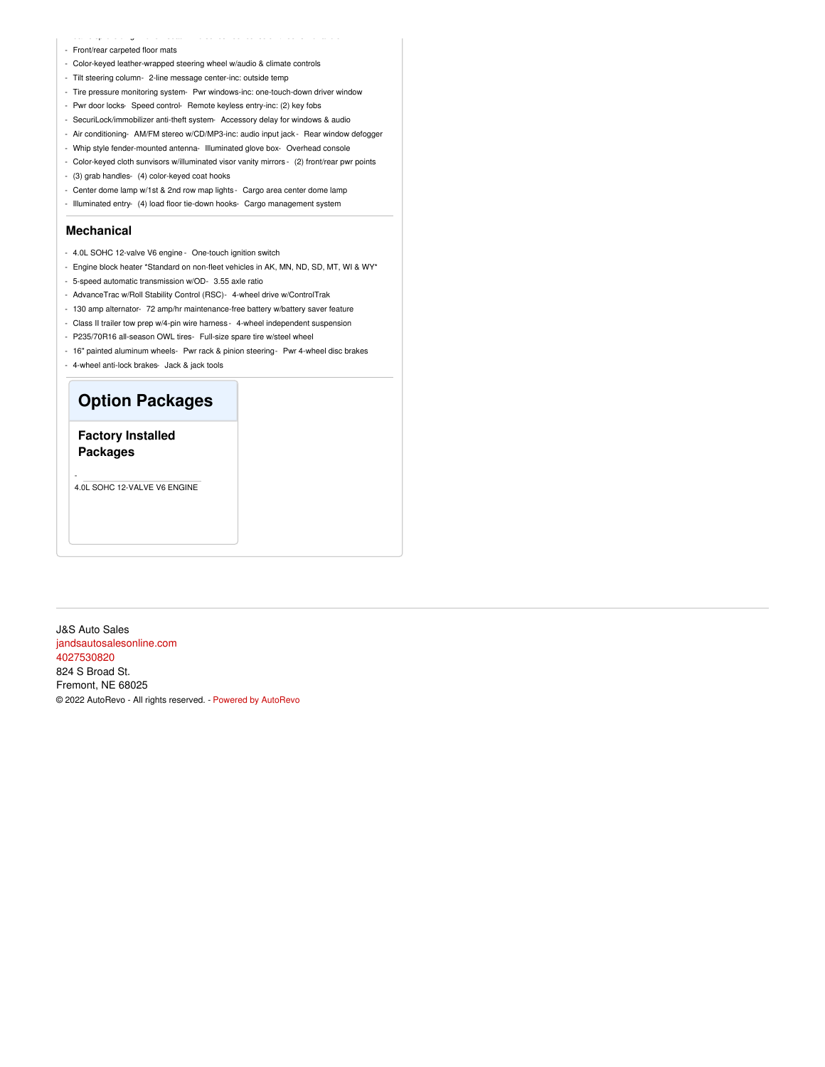- Front/rear carpeted floor mats
- Color-keyed leather-wrapped steering wheel w/audio & climate controls
- Tilt steering column- 2-line message center-inc: outside temp
- Tire pressure monitoring system- Pwr windows-inc: one-touch-down driver window
- Pwr door locks- Speed control- Remote keyless entry-inc: (2) key fobs
- SecuriLock/immobilizer anti-theft system- Accessory delay for windows & audio
- Air conditioning- AM/FM stereo w/CD/MP3-inc: audio input jack- Rear window defogger
- Whip style fender-mounted antenna- Illuminated glove box- Overhead console
- Color-keyed cloth sunvisors w/illuminated visor vanity mirrors- (2) front/rear pwr points
- (3) grab handles- (4) color-keyed coat hooks
- Center dome lamp w/1st & 2nd row map lights- Cargo area center dome lamp
- Illuminated entry- (4) load floor tie-down hooks- Cargo management system

## Mechanical

- 4.0L SOHC 12-valve V6 engine- One-touch ignition switch
- Engine block heater *Standard on non-fleet vehicles in AK, MN, ND, SD, MT, WI & WY*
- 5-speed automatic transmission w/OD- 3.55 axle ratio
- AdvanceTrac w/Roll Stability Control (RSC)- 4-wheel drive w/ControlTrak
- 130 amp alternator- 72 amp/hr maintenance-free battery w/battery saver feature
- Class II trailer tow prep w/4-pin wire harness- 4-wheel independent suspension
- P235/70R16 all-season OWL tires- Full-size spare tire w/steel wheel
- 16" painted aluminum wheels- Pwr rack & pinion steering- Pwr 4-wheel disc brakes
- 4-wheel anti-lock brakes- Jack & jack tools

## Option Packages

### Factory Installed Packages

-

4.0L SOHC 12-VALVE V6 ENGINE

J&S Auto Sales
jandsautosalesonline.com
4027530820
824 S Broad St.
Fremont, NE 68025
© 2022 AutoRevo - All rights reserved. - Powered by AutoRevo